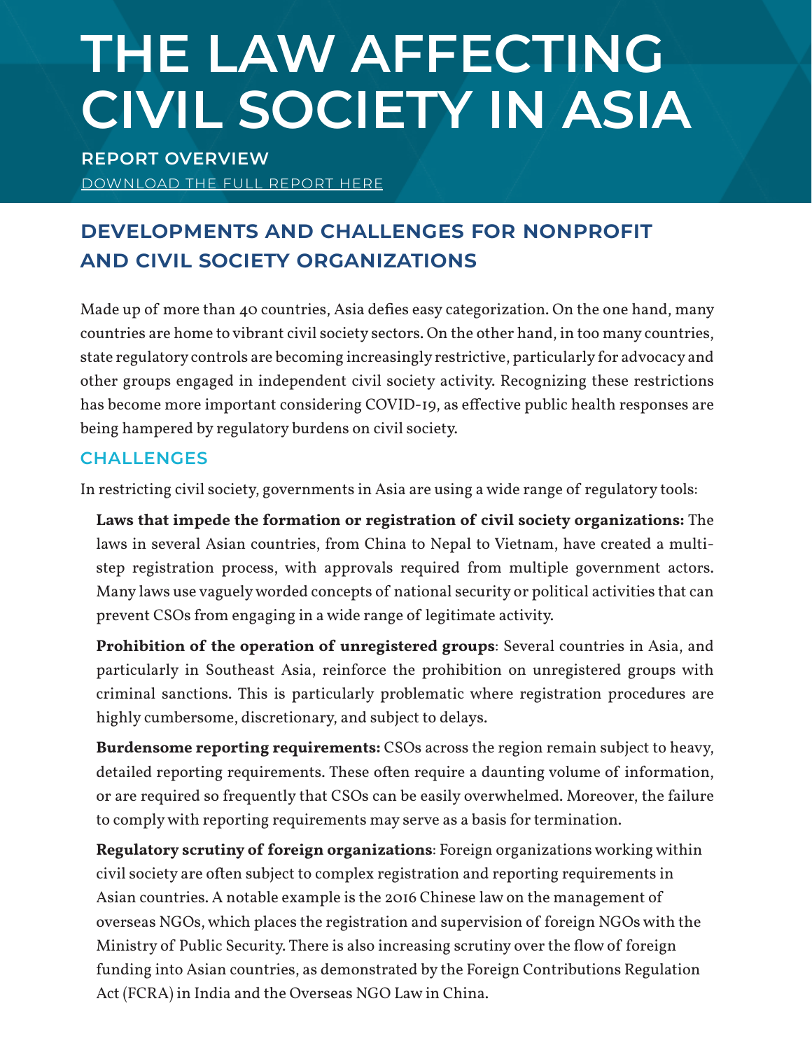# THE LAW AFFECTING CIVIL SOCIETY IN ASIA

**REPORT OVERVIEW**

DOWNLOAD THE FULL REPORT HERE

## DEVELOPMENTS AND CHALLENGES FOR NONPROFIT AND CIVIL SOCIETY ORGANIZATIONS

Made up of more than 40 countries, Asia defies easy categorization. On the one hand, many countries are home to vibrant civil society sectors. On the other hand, in too many countries, state regulatory controls are becoming increasingly restrictive, particularly for advocacy and other groups engaged in independent civil society activity. Recognizing these restrictions has become more important considering COVID-19, as effective public health responses are being hampered by regulatory burdens on civil society.

### CHALLENGES

In restricting civil society, governments in Asia are using a wide range of regulatory tools:

**Laws that impede the formation or registration of civil society organizations:** The laws in several Asian countries, from China to Nepal to Vietnam, have created a multi-step registration process, with approvals required from multiple government actors. Many laws use vaguely worded concepts of national security or political activities that can prevent CSOs from engaging in a wide range of legitimate activity.

**Prohibition of the operation of unregistered groups**: Several countries in Asia, and particularly in Southeast Asia, reinforce the prohibition on unregistered groups with criminal sanctions. This is particularly problematic where registration procedures are highly cumbersome, discretionary, and subject to delays.

**Burdensome reporting requirements:** CSOs across the region remain subject to heavy, detailed reporting requirements. These often require a daunting volume of information, or are required so frequently that CSOs can be easily overwhelmed. Moreover, the failure to comply with reporting requirements may serve as a basis for termination.

**Regulatory scrutiny of foreign organizations**: Foreign organizations working within civil society are often subject to complex registration and reporting requirements in Asian countries. A notable example is the 2016 Chinese law on the management of overseas NGOs, which places the registration and supervision of foreign NGOs with the Ministry of Public Security. There is also increasing scrutiny over the flow of foreign funding into Asian countries, as demonstrated by the Foreign Contributions Regulation Act (FCRA) in India and the Overseas NGO Law in China.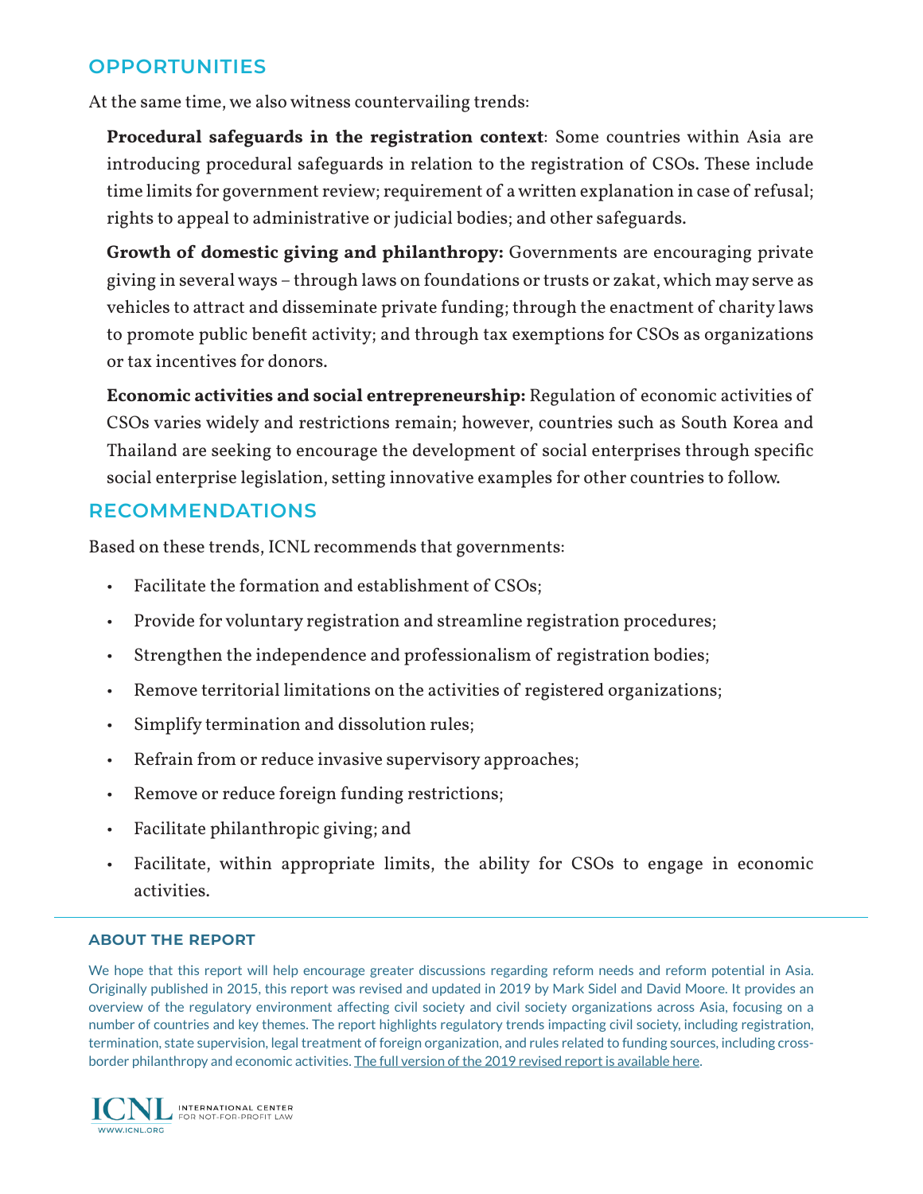## OPPORTUNITIES

At the same time, we also witness countervailing trends:

**Procedural safeguards in the registration context**: Some countries within Asia are introducing procedural safeguards in relation to the registration of CSOs. These include time limits for government review; requirement of a written explanation in case of refusal; rights to appeal to administrative or judicial bodies; and other safeguards.

**Growth of domestic giving and philanthropy:** Governments are encouraging private giving in several ways – through laws on foundations or trusts or zakat, which may serve as vehicles to attract and disseminate private funding; through the enactment of charity laws to promote public benefit activity; and through tax exemptions for CSOs as organizations or tax incentives for donors.

**Economic activities and social entrepreneurship:** Regulation of economic activities of CSOs varies widely and restrictions remain; however, countries such as South Korea and Thailand are seeking to encourage the development of social enterprises through specific social enterprise legislation, setting innovative examples for other countries to follow.

## RECOMMENDATIONS

Based on these trends, ICNL recommends that governments:

- Facilitate the formation and establishment of CSOs;
- Provide for voluntary registration and streamline registration procedures;
- Strengthen the independence and professionalism of registration bodies;
- Remove territorial limitations on the activities of registered organizations;
- Simplify termination and dissolution rules;
- Refrain from or reduce invasive supervisory approaches;
- Remove or reduce foreign funding restrictions;
- Facilitate philanthropic giving; and
- Facilitate, within appropriate limits, the ability for CSOs to engage in economic activities.

### ABOUT THE REPORT

We hope that this report will help encourage greater discussions regarding reform needs and reform potential in Asia. Originally published in 2015, this report was revised and updated in 2019 by Mark Sidel and David Moore. It provides an overview of the regulatory environment affecting civil society and civil society organizations across Asia, focusing on a number of countries and key themes. The report highlights regulatory trends impacting civil society, including registration, termination, state supervision, legal treatment of foreign organization, and rules related to funding sources, including cross-border philanthropy and economic activities. The full version of the 2019 revised report is available here.

ICNL INTERNATIONAL CENTER FOR NOT-FOR-PROFIT LAW
WWW.ICNL.ORG